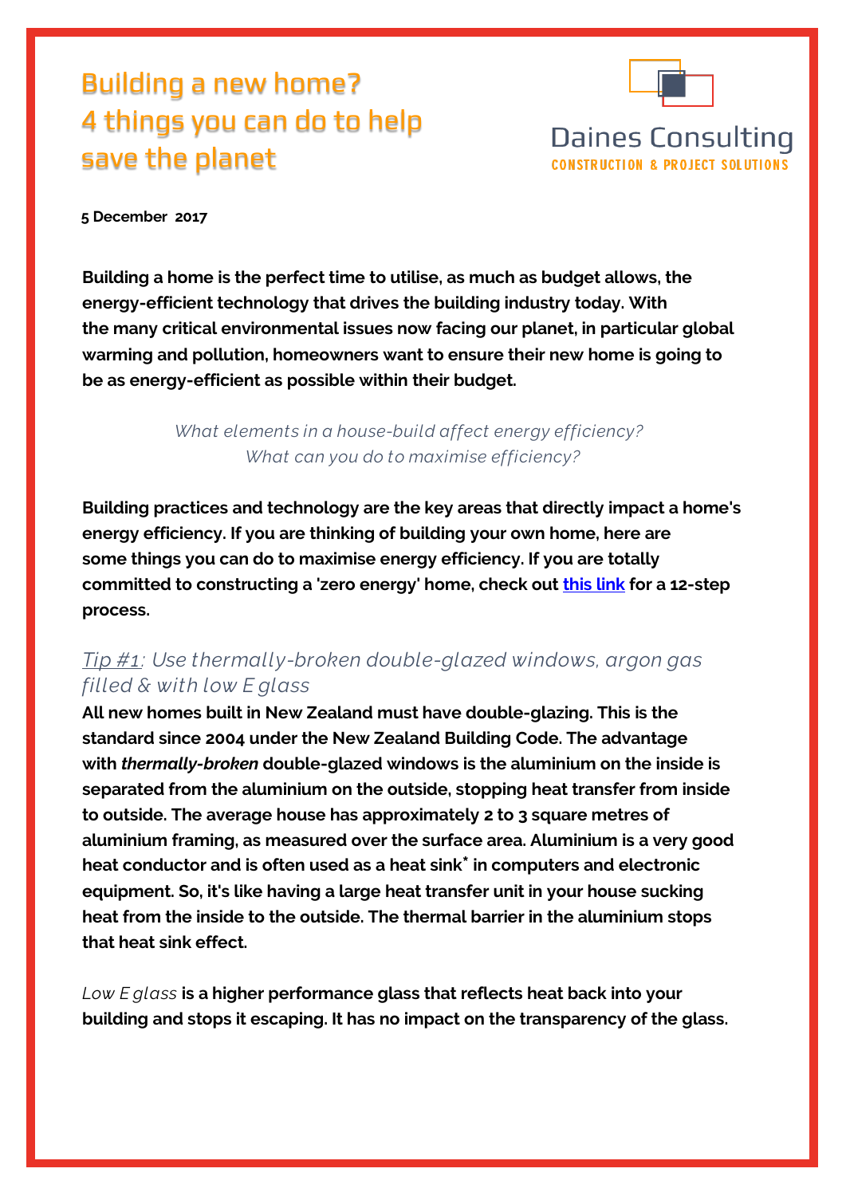# Building a new home? 4 things you can do to help save the planet

Daines Consulting
CONSTRUCTION & PROJECT SOLUTIONS

**5 December 2017**

**Building a home is the perfect time to utilise, as much as budget allows, the energy-efficient technology that drives the building industry today. With the many critical environmental issues now facing our planet, in particular global warming and pollution, homeowners want to ensure their new home is going to be as energy-efficient as possible within their budget.**

*What elements in a house-build affect energy efficiency?*
*What can you do to maximise efficiency?*

**Building practices and technology are the key areas that directly impact a home's energy efficiency. If you are thinking of building your own home, here are some things you can do to maximise energy efficiency. If you are totally committed to constructing a 'zero energy' home, check out this link for a 12-step process.**

## *Tip #1: Use thermally-broken double-glazed windows, argon gas filled & with low E glass*

**All new homes built in New Zealand must have double-glazing. This is the standard since 2004 under the New Zealand Building Code. The advantage with *thermally-broken* double-glazed windows is the aluminium on the inside is separated from the aluminium on the outside, stopping heat transfer from inside to outside. The average house has approximately 2 to 3 square metres of aluminium framing, as measured over the surface area. Aluminium is a very good heat conductor and is often used as a heat sink* in computers and electronic equipment. So, it's like having a large heat transfer unit in your house sucking heat from the inside to the outside. The thermal barrier in the aluminium stops that heat sink effect.**

*Low E glass* **is a higher performance glass that reflects heat back into your building and stops it escaping. It has no impact on the transparency of the glass.**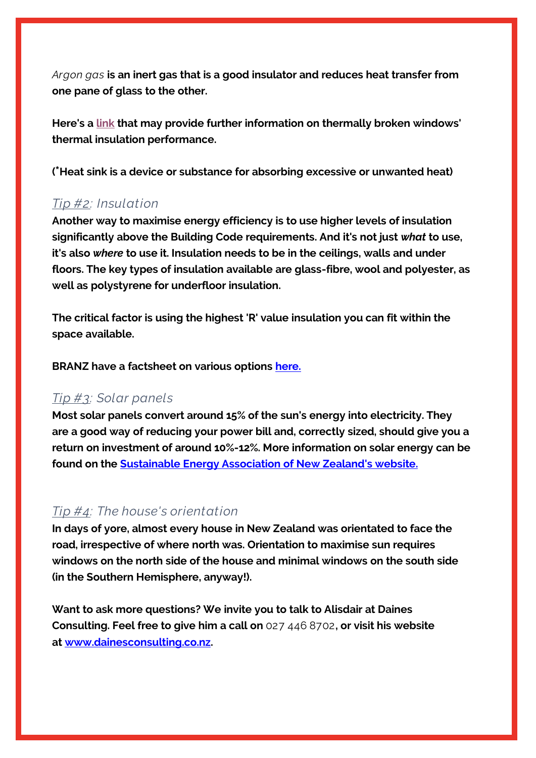*Argon gas* **is an inert gas that is a good insulator and reduces heat transfer from one pane of glass to the other.**

**Here's a link that may provide further information on thermally broken windows' thermal insulation performance.**

**(*Heat sink is a device or substance for absorbing excessive or unwanted heat)**

## *Tip #2: Insulation*

**Another way to maximise energy efficiency is to use higher levels of insulation significantly above the Building Code requirements. And it's not just *what* to use, it's also *where* to use it. Insulation needs to be in the ceilings, walls and under floors. The key types of insulation available are glass-fibre, wool and polyester, as well as polystyrene for underfloor insulation.**

**The critical factor is using the highest 'R' value insulation you can fit within the space available.**

**BRANZ have a factsheet on various options here.**

## *Tip #3: Solar panels*

**Most solar panels convert around 15% of the sun's energy into electricity. They are a good way of reducing your power bill and, correctly sized, should give you a return on investment of around 10%-12%. More information on solar energy can be found on the Sustainable Energy Association of New Zealand's website.**

## *Tip #4: The house's orientation*

**In days of yore, almost every house in New Zealand was orientated to face the road, irrespective of where north was. Orientation to maximise sun requires windows on the north side of the house and minimal windows on the south side (in the Southern Hemisphere, anyway!).**

**Want to ask more questions? We invite you to talk to Alisdair at Daines Consulting. Feel free to give him a call on** 027 446 8702**, or visit his website at www.dainesconsulting.co.nz.**